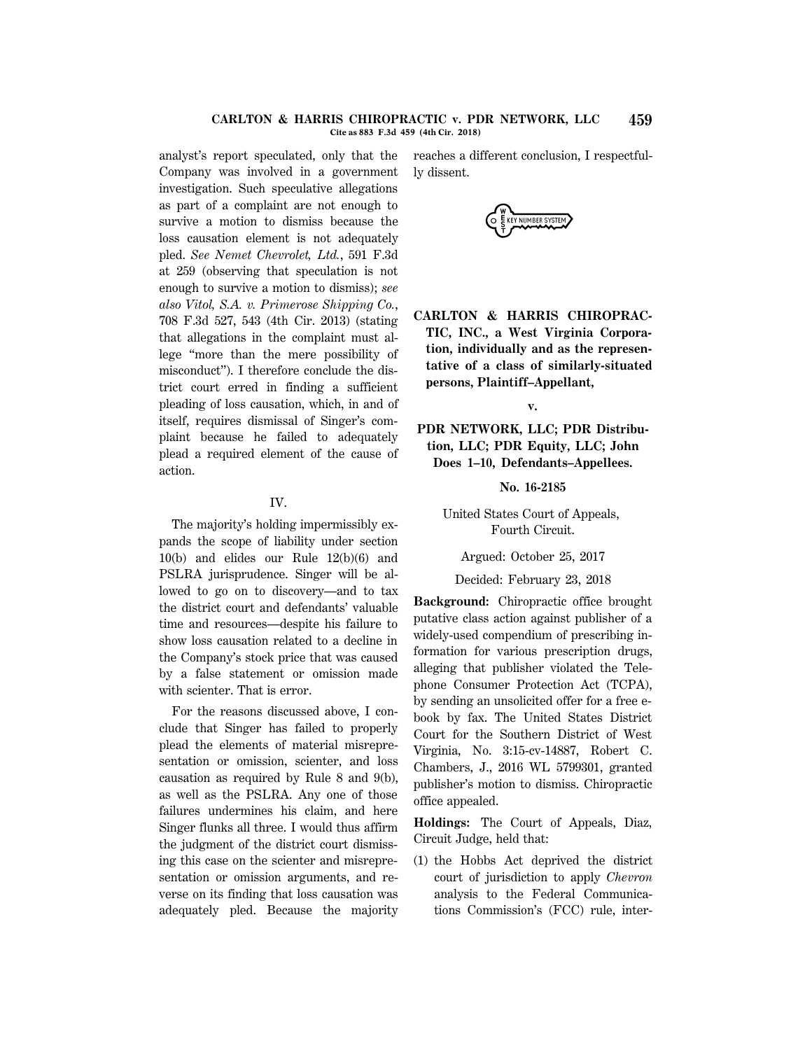analyst's report speculated, only that the Company was involved in a government investigation. Such speculative allegations as part of a complaint are not enough to survive a motion to dismiss because the loss causation element is not adequately pled. *See Nemet Chevrolet, Ltd.*, 591 F.3d at 259 (observing that speculation is not enough to survive a motion to dismiss); *see also Vitol, S.A. v. Primerose Shipping Co.*, 708 F.3d 527, 543 (4th Cir. 2013) (stating that allegations in the complaint must allege "more than the mere possibility of misconduct"). I therefore conclude the district court erred in finding a sufficient pleading of loss causation, which, in and of itself, requires dismissal of Singer's complaint because he failed to adequately plead a required element of the cause of action.

IV.

The majority's holding impermissibly expands the scope of liability under section 10(b) and elides our Rule 12(b)(6) and PSLRA jurisprudence. Singer will be allowed to go on to discovery—and to tax the district court and defendants' valuable time and resources—despite his failure to show loss causation related to a decline in the Company's stock price that was caused by a false statement or omission made with scienter. That is error.

For the reasons discussed above, I conclude that Singer has failed to properly plead the elements of material misrepresentation or omission, scienter, and loss causation as required by Rule 8 and 9(b), as well as the PSLRA. Any one of those failures undermines his claim, and here Singer flunks all three. I would thus affirm the judgment of the district court dismissing this case on the scienter and misrepresentation or omission arguments, and reverse on its finding that loss causation was adequately pled. Because the majority reaches a different conclusion, I respectfully dissent.

**CARLTON & HARRIS CHIROPRACTIC, INC., a West Virginia Corporation, individually and as the representative of a class of similarly-situated persons, Plaintiff–Appellant,**

**v.**

**PDR NETWORK, LLC; PDR Distribution, LLC; PDR Equity, LLC; John Does 1–10, Defendants–Appellees.**

**No. 16-2185**

United States Court of Appeals,
Fourth Circuit.

Argued: October 25, 2017

Decided: February 23, 2018

**Background:** Chiropractic office brought putative class action against publisher of a widely-used compendium of prescribing information for various prescription drugs, alleging that publisher violated the Telephone Consumer Protection Act (TCPA), by sending an unsolicited offer for a free e-book by fax. The United States District Court for the Southern District of West Virginia, No. 3:15-cv-14887, Robert C. Chambers, J., 2016 WL 5799301, granted publisher's motion to dismiss. Chiropractic office appealed.

**Holdings:** The Court of Appeals, Diaz, Circuit Judge, held that:

(1) the Hobbs Act deprived the district court of jurisdiction to apply *Chevron* analysis to the Federal Communications Commission's (FCC) rule, inter-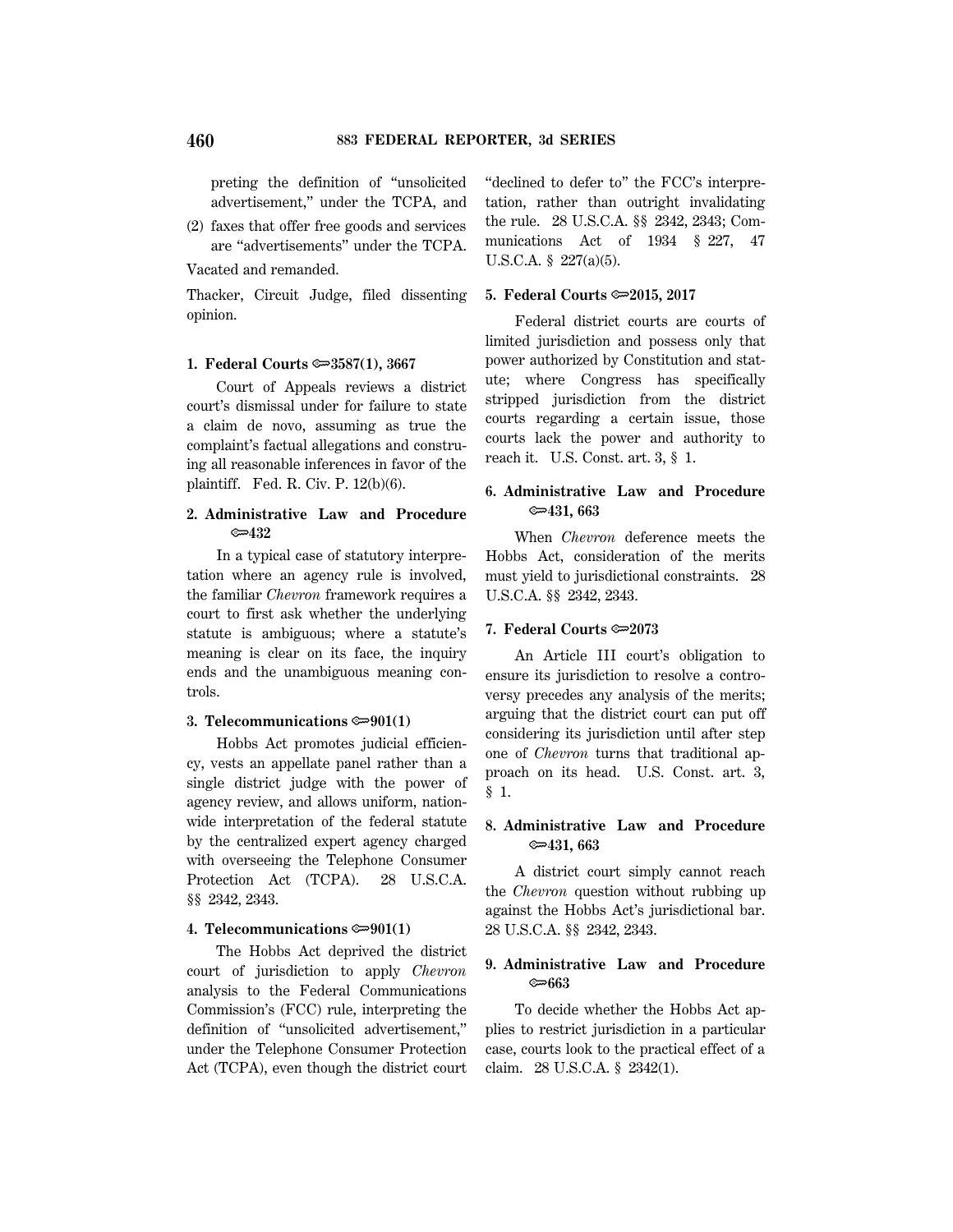preting the definition of "unsolicited advertisement," under the TCPA, and

(2) faxes that offer free goods and services are "advertisements" under the TCPA.

Vacated and remanded.

Thacker, Circuit Judge, filed dissenting opinion.

**1. Federal Courts ⚡3587(1), 3667**

Court of Appeals reviews a district court's dismissal under for failure to state a claim de novo, assuming as true the complaint's factual allegations and construing all reasonable inferences in favor of the plaintiff. Fed. R. Civ. P. 12(b)(6).

**2. Administrative Law and Procedure ⚡432**

In a typical case of statutory interpretation where an agency rule is involved, the familiar *Chevron* framework requires a court to first ask whether the underlying statute is ambiguous; where a statute's meaning is clear on its face, the inquiry ends and the unambiguous meaning controls.

**3. Telecommunications ⚡901(1)**

Hobbs Act promotes judicial efficiency, vests an appellate panel rather than a single district judge with the power of agency review, and allows uniform, nationwide interpretation of the federal statute by the centralized expert agency charged with overseeing the Telephone Consumer Protection Act (TCPA). 28 U.S.C.A. §§ 2342, 2343.

**4. Telecommunications ⚡901(1)**

The Hobbs Act deprived the district court of jurisdiction to apply *Chevron* analysis to the Federal Communications Commission's (FCC) rule, interpreting the definition of "unsolicited advertisement," under the Telephone Consumer Protection Act (TCPA), even though the district court "declined to defer to" the FCC's interpretation, rather than outright invalidating the rule. 28 U.S.C.A. §§ 2342, 2343; Communications Act of 1934 § 227, 47 U.S.C.A. § 227(a)(5).

**5. Federal Courts ⚡2015, 2017**

Federal district courts are courts of limited jurisdiction and possess only that power authorized by Constitution and statute; where Congress has specifically stripped jurisdiction from the district courts regarding a certain issue, those courts lack the power and authority to reach it. U.S. Const. art. 3, § 1.

**6. Administrative Law and Procedure ⚡431, 663**

When *Chevron* deference meets the Hobbs Act, consideration of the merits must yield to jurisdictional constraints. 28 U.S.C.A. §§ 2342, 2343.

**7. Federal Courts ⚡2073**

An Article III court's obligation to ensure its jurisdiction to resolve a controversy precedes any analysis of the merits; arguing that the district court can put off considering its jurisdiction until after step one of *Chevron* turns that traditional approach on its head. U.S. Const. art. 3, § 1.

**8. Administrative Law and Procedure ⚡431, 663**

A district court simply cannot reach the *Chevron* question without rubbing up against the Hobbs Act's jurisdictional bar. 28 U.S.C.A. §§ 2342, 2343.

**9. Administrative Law and Procedure ⚡663**

To decide whether the Hobbs Act applies to restrict jurisdiction in a particular case, courts look to the practical effect of a claim. 28 U.S.C.A. § 2342(1).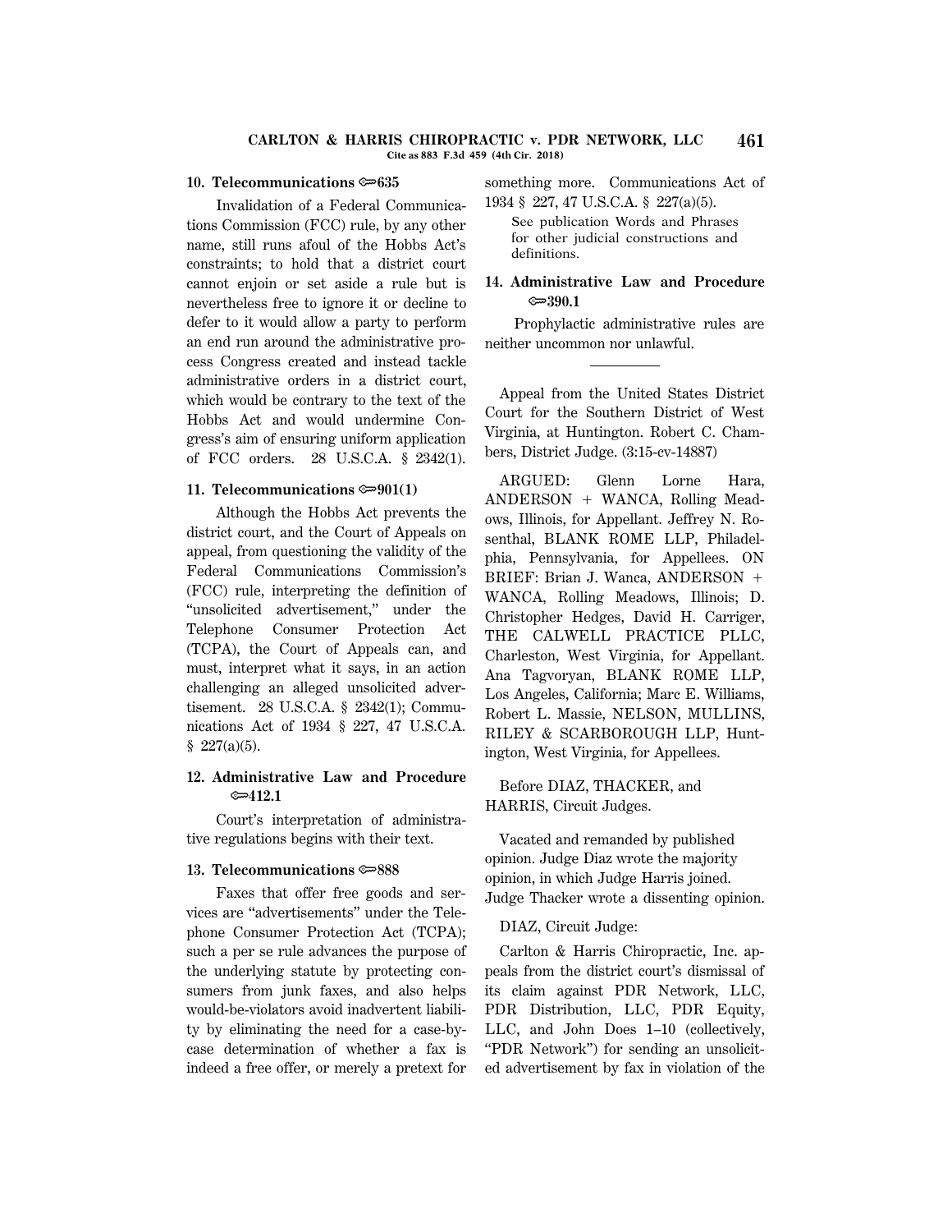**10. Telecommunications ⇔635**

Invalidation of a Federal Communications Commission (FCC) rule, by any other name, still runs afoul of the Hobbs Act's constraints; to hold that a district court cannot enjoin or set aside a rule but is nevertheless free to ignore it or decline to defer to it would allow a party to perform an end run around the administrative process Congress created and instead tackle administrative orders in a district court, which would be contrary to the text of the Hobbs Act and would undermine Congress's aim of ensuring uniform application of FCC orders. 28 U.S.C.A. § 2342(1).

**11. Telecommunications ⇔901(1)**

Although the Hobbs Act prevents the district court, and the Court of Appeals on appeal, from questioning the validity of the Federal Communications Commission's (FCC) rule, interpreting the definition of "unsolicited advertisement," under the Telephone Consumer Protection Act (TCPA), the Court of Appeals can, and must, interpret what it says, in an action challenging an alleged unsolicited advertisement. 28 U.S.C.A. § 2342(1); Communications Act of 1934 § 227, 47 U.S.C.A. § 227(a)(5).

**12. Administrative Law and Procedure ⇔412.1**

Court's interpretation of administrative regulations begins with their text.

**13. Telecommunications ⇔888**

Faxes that offer free goods and services are "advertisements" under the Telephone Consumer Protection Act (TCPA); such a per se rule advances the purpose of the underlying statute by protecting consumers from junk faxes, and also helps would-be-violators avoid inadvertent liability by eliminating the need for a case-by-case determination of whether a fax is indeed a free offer, or merely a pretext for something more. Communications Act of 1934 § 227, 47 U.S.C.A. § 227(a)(5).

See publication Words and Phrases for other judicial constructions and definitions.

**14. Administrative Law and Procedure ⇔390.1**

Prophylactic administrative rules are neither uncommon nor unlawful.

---

Appeal from the United States District Court for the Southern District of West Virginia, at Huntington. Robert C. Chambers, District Judge. (3:15-cv-14887)

ARGUED: Glenn Lorne Hara, ANDERSON + WANCA, Rolling Meadows, Illinois, for Appellant. Jeffrey N. Rosenthal, BLANK ROME LLP, Philadelphia, Pennsylvania, for Appellees. ON BRIEF: Brian J. Wanca, ANDERSON + WANCA, Rolling Meadows, Illinois; D. Christopher Hedges, David H. Carriger, THE CALWELL PRACTICE PLLC, Charleston, West Virginia, for Appellant. Ana Tagvoryan, BLANK ROME LLP, Los Angeles, California; Marc E. Williams, Robert L. Massie, NELSON, MULLINS, RILEY & SCARBOROUGH LLP, Huntington, West Virginia, for Appellees.

Before DIAZ, THACKER, and HARRIS, Circuit Judges.

Vacated and remanded by published opinion. Judge Diaz wrote the majority opinion, in which Judge Harris joined. Judge Thacker wrote a dissenting opinion.

DIAZ, Circuit Judge:

Carlton & Harris Chiropractic, Inc. appeals from the district court's dismissal of its claim against PDR Network, LLC, PDR Distribution, LLC, PDR Equity, LLC, and John Does 1–10 (collectively, "PDR Network") for sending an unsolicited advertisement by fax in violation of the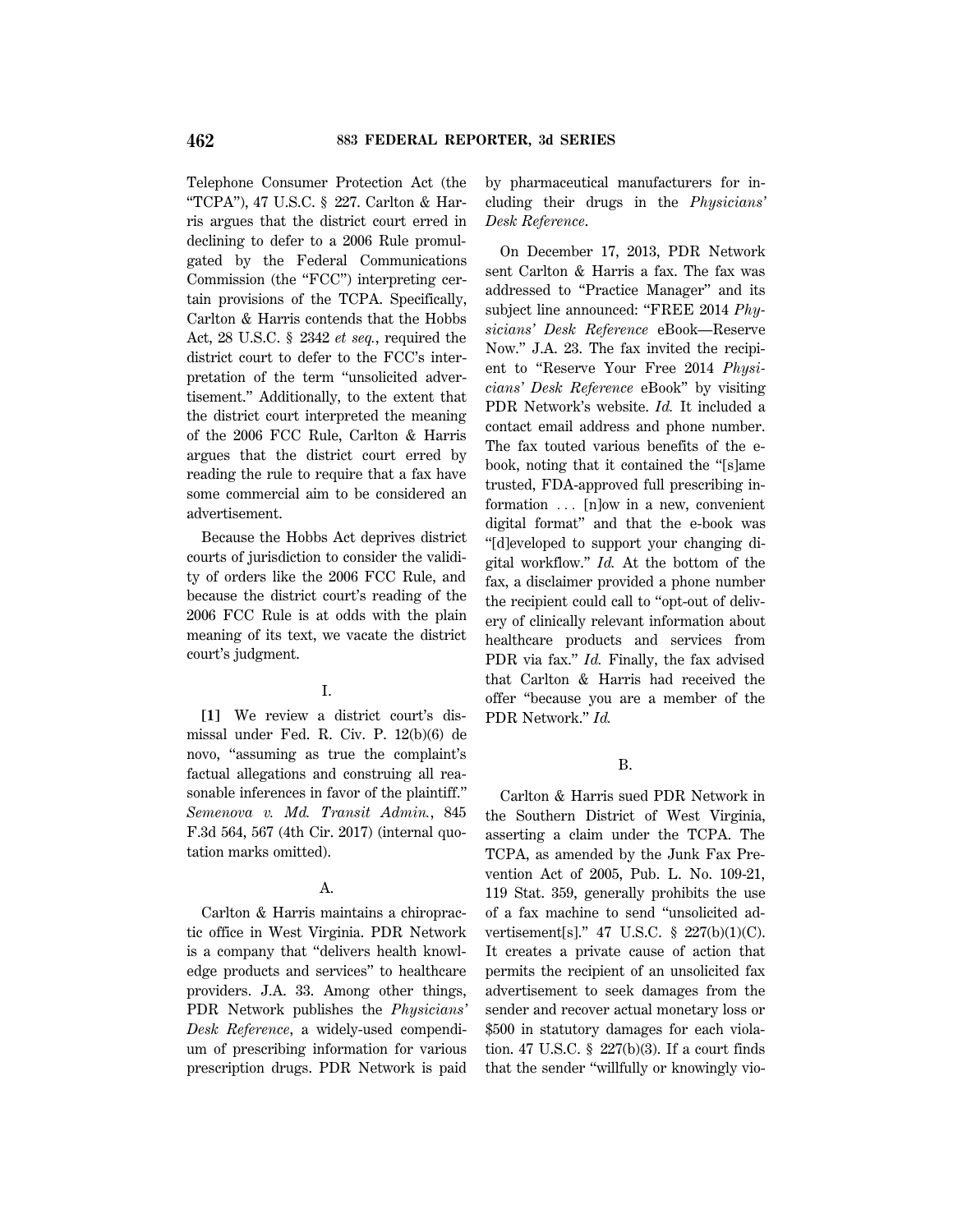Telephone Consumer Protection Act (the "TCPA"), 47 U.S.C. § 227. Carlton & Harris argues that the district court erred in declining to defer to a 2006 Rule promulgated by the Federal Communications Commission (the "FCC") interpreting certain provisions of the TCPA. Specifically, Carlton & Harris contends that the Hobbs Act, 28 U.S.C. § 2342 *et seq.*, required the district court to defer to the FCC's interpretation of the term "unsolicited advertisement." Additionally, to the extent that the district court interpreted the meaning of the 2006 FCC Rule, Carlton & Harris argues that the district court erred by reading the rule to require that a fax have some commercial aim to be considered an advertisement.

Because the Hobbs Act deprives district courts of jurisdiction to consider the validity of orders like the 2006 FCC Rule, and because the district court's reading of the 2006 FCC Rule is at odds with the plain meaning of its text, we vacate the district court's judgment.

## I.

**[1]** We review a district court's dismissal under Fed. R. Civ. P. 12(b)(6) de novo, "assuming as true the complaint's factual allegations and construing all reasonable inferences in favor of the plaintiff." *Semenova v. Md. Transit Admin.*, 845 F.3d 564, 567 (4th Cir. 2017) (internal quotation marks omitted).

### A.

Carlton & Harris maintains a chiropractic office in West Virginia. PDR Network is a company that "delivers health knowledge products and services" to healthcare providers. J.A. 33. Among other things, PDR Network publishes the *Physicians' Desk Reference*, a widely-used compendium of prescribing information for various prescription drugs. PDR Network is paid by pharmaceutical manufacturers for including their drugs in the *Physicians' Desk Reference*.

On December 17, 2013, PDR Network sent Carlton & Harris a fax. The fax was addressed to "Practice Manager" and its subject line announced: "FREE 2014 *Physicians' Desk Reference* eBook—Reserve Now." J.A. 23. The fax invited the recipient to "Reserve Your Free 2014 *Physicians' Desk Reference* eBook" by visiting PDR Network's website. *Id.* It included a contact email address and phone number. The fax touted various benefits of the e-book, noting that it contained the "[s]ame trusted, FDA-approved full prescribing information . . . [n]ow in a new, convenient digital format" and that the e-book was "[d]eveloped to support your changing digital workflow." *Id.* At the bottom of the fax, a disclaimer provided a phone number the recipient could call to "opt-out of delivery of clinically relevant information about healthcare products and services from PDR via fax." *Id.* Finally, the fax advised that Carlton & Harris had received the offer "because you are a member of the PDR Network." *Id.*

### B.

Carlton & Harris sued PDR Network in the Southern District of West Virginia, asserting a claim under the TCPA. The TCPA, as amended by the Junk Fax Prevention Act of 2005, Pub. L. No. 109-21, 119 Stat. 359, generally prohibits the use of a fax machine to send "unsolicited advertisement[s]." 47 U.S.C. § 227(b)(1)(C). It creates a private cause of action that permits the recipient of an unsolicited fax advertisement to seek damages from the sender and recover actual monetary loss or $500 in statutory damages for each violation. 47 U.S.C. § 227(b)(3). If a court finds that the sender "willfully or knowingly vio-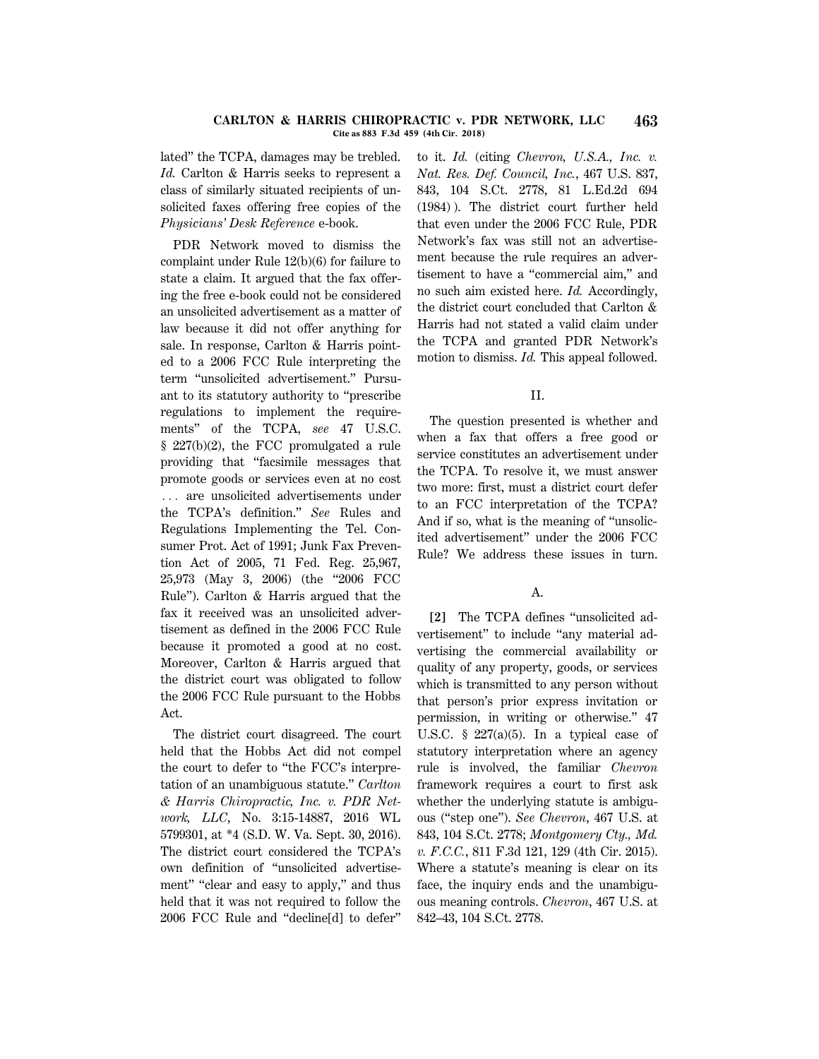lated" the TCPA, damages may be trebled. *Id.* Carlton & Harris seeks to represent a class of similarly situated recipients of unsolicited faxes offering free copies of the *Physicians' Desk Reference* e-book.

PDR Network moved to dismiss the complaint under Rule 12(b)(6) for failure to state a claim. It argued that the fax offering the free e-book could not be considered an unsolicited advertisement as a matter of law because it did not offer anything for sale. In response, Carlton & Harris pointed to a 2006 FCC Rule interpreting the term "unsolicited advertisement." Pursuant to its statutory authority to "prescribe regulations to implement the requirements" of the TCPA, *see* 47 U.S.C. § 227(b)(2), the FCC promulgated a rule providing that "facsimile messages that promote goods or services even at no cost ... are unsolicited advertisements under the TCPA's definition." *See* Rules and Regulations Implementing the Tel. Consumer Prot. Act of 1991; Junk Fax Prevention Act of 2005, 71 Fed. Reg. 25,967, 25,973 (May 3, 2006) (the "2006 FCC Rule"). Carlton & Harris argued that the fax it received was an unsolicited advertisement as defined in the 2006 FCC Rule because it promoted a good at no cost. Moreover, Carlton & Harris argued that the district court was obligated to follow the 2006 FCC Rule pursuant to the Hobbs Act.

The district court disagreed. The court held that the Hobbs Act did not compel the court to defer to "the FCC's interpretation of an unambiguous statute." *Carlton & Harris Chiropractic, Inc. v. PDR Network, LLC*, No. 3:15-14887, 2016 WL 5799301, at *4 (S.D. W. Va. Sept. 30, 2016). The district court considered the TCPA's own definition of "unsolicited advertisement" "clear and easy to apply," and thus held that it was not required to follow the 2006 FCC Rule and "decline[d] to defer" to it. *Id.* (citing *Chevron, U.S.A., Inc. v. Nat. Res. Def. Council, Inc.*, 467 U.S. 837, 843, 104 S.Ct. 2778, 81 L.Ed.2d 694 (1984) ). The district court further held that even under the 2006 FCC Rule, PDR Network's fax was still not an advertisement because the rule requires an advertisement to have a "commercial aim," and no such aim existed here. *Id.* Accordingly, the district court concluded that Carlton & Harris had not stated a valid claim under the TCPA and granted PDR Network's motion to dismiss. *Id.* This appeal followed.

## II.

The question presented is whether and when a fax that offers a free good or service constitutes an advertisement under the TCPA. To resolve it, we must answer two more: first, must a district court defer to an FCC interpretation of the TCPA? And if so, what is the meaning of "unsolicited advertisement" under the 2006 FCC Rule? We address these issues in turn.

### A.

**[2]** The TCPA defines "unsolicited advertisement" to include "any material advertising the commercial availability or quality of any property, goods, or services which is transmitted to any person without that person's prior express invitation or permission, in writing or otherwise." 47 U.S.C. § 227(a)(5). In a typical case of statutory interpretation where an agency rule is involved, the familiar *Chevron* framework requires a court to first ask whether the underlying statute is ambiguous ("step one"). *See Chevron*, 467 U.S. at 843, 104 S.Ct. 2778; *Montgomery Cty., Md. v. F.C.C.*, 811 F.3d 121, 129 (4th Cir. 2015). Where a statute's meaning is clear on its face, the inquiry ends and the unambiguous meaning controls. *Chevron*, 467 U.S. at 842–43, 104 S.Ct. 2778.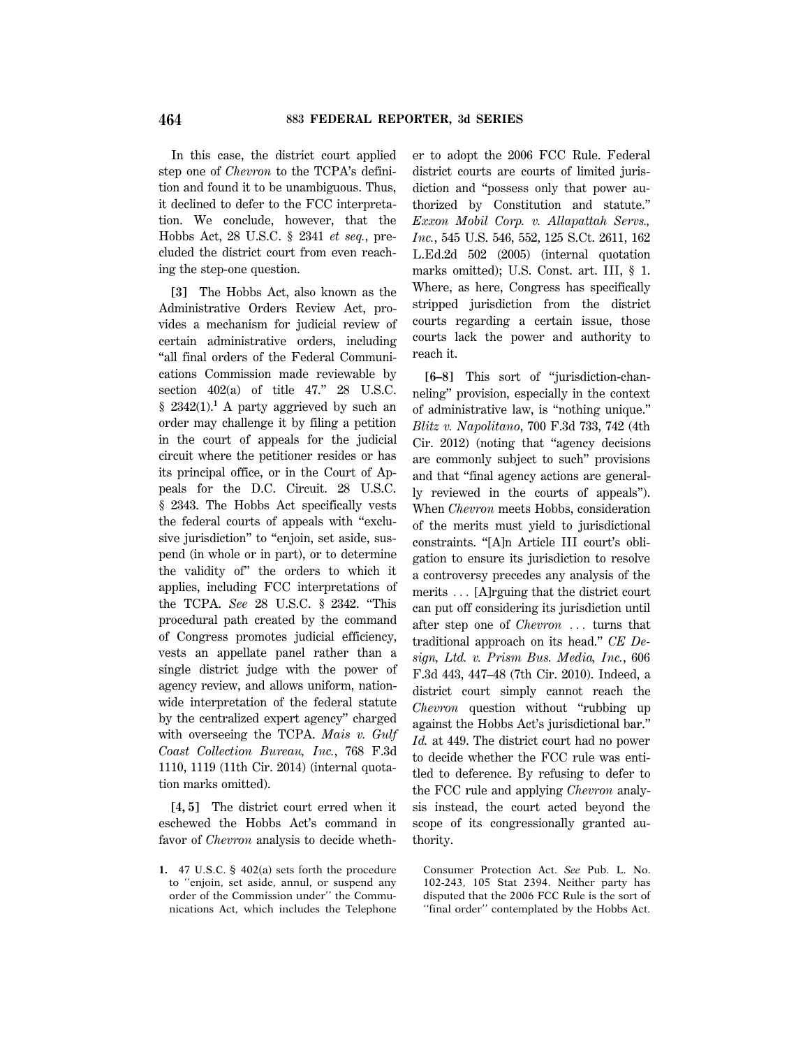In this case, the district court applied step one of *Chevron* to the TCPA's definition and found it to be unambiguous. Thus, it declined to defer to the FCC interpretation. We conclude, however, that the Hobbs Act, 28 U.S.C. § 2341 *et seq.*, precluded the district court from even reaching the step-one question.

**[3]** The Hobbs Act, also known as the Administrative Orders Review Act, provides a mechanism for judicial review of certain administrative orders, including "all final orders of the Federal Communications Commission made reviewable by section 402(a) of title 47." 28 U.S.C. § 2342(1).[1] A party aggrieved by such an order may challenge it by filing a petition in the court of appeals for the judicial circuit where the petitioner resides or has its principal office, or in the Court of Appeals for the D.C. Circuit. 28 U.S.C. § 2343. The Hobbs Act specifically vests the federal courts of appeals with "exclusive jurisdiction" to "enjoin, set aside, suspend (in whole or in part), or to determine the validity of" the orders to which it applies, including FCC interpretations of the TCPA. *See* 28 U.S.C. § 2342. "This procedural path created by the command of Congress promotes judicial efficiency, vests an appellate panel rather than a single district judge with the power of agency review, and allows uniform, nationwide interpretation of the federal statute by the centralized expert agency" charged with overseeing the TCPA. *Mais v. Gulf Coast Collection Bureau, Inc.*, 768 F.3d 1110, 1119 (11th Cir. 2014) (internal quotation marks omitted).

**[4, 5]** The district court erred when it eschewed the Hobbs Act's command in favor of *Chevron* analysis to decide whether to adopt the 2006 FCC Rule. Federal district courts are courts of limited jurisdiction and "possess only that power authorized by Constitution and statute." *Exxon Mobil Corp. v. Allapattah Servs., Inc.*, 545 U.S. 546, 552, 125 S.Ct. 2611, 162 L.Ed.2d 502 (2005) (internal quotation marks omitted); U.S. Const. art. III, § 1. Where, as here, Congress has specifically stripped jurisdiction from the district courts regarding a certain issue, those courts lack the power and authority to reach it.

**[6–8]** This sort of "jurisdiction-channeling" provision, especially in the context of administrative law, is "nothing unique." *Blitz v. Napolitano*, 700 F.3d 733, 742 (4th Cir. 2012) (noting that "agency decisions are commonly subject to such" provisions and that "final agency actions are generally reviewed in the courts of appeals"). When *Chevron* meets Hobbs, consideration of the merits must yield to jurisdictional constraints. "[A]n Article III court's obligation to ensure its jurisdiction to resolve a controversy precedes any analysis of the merits ... [A]rguing that the district court can put off considering its jurisdiction until after step one of *Chevron* ... turns that traditional approach on its head." *CE Design, Ltd. v. Prism Bus. Media, Inc.*, 606 F.3d 443, 447–48 (7th Cir. 2010). Indeed, a district court simply cannot reach the *Chevron* question without "rubbing up against the Hobbs Act's jurisdictional bar." *Id.* at 449. The district court had no power to decide whether the FCC rule was entitled to deference. By refusing to defer to the FCC rule and applying *Chevron* analysis instead, the court acted beyond the scope of its congressionally granted authority.

1. 47 U.S.C. § 402(a) sets forth the procedure to "enjoin, set aside, annul, or suspend any order of the Commission under" the Communications Act, which includes the Telephone Consumer Protection Act. *See* Pub. L. No. 102-243, 105 Stat 2394. Neither party has disputed that the 2006 FCC Rule is the sort of "final order" contemplated by the Hobbs Act.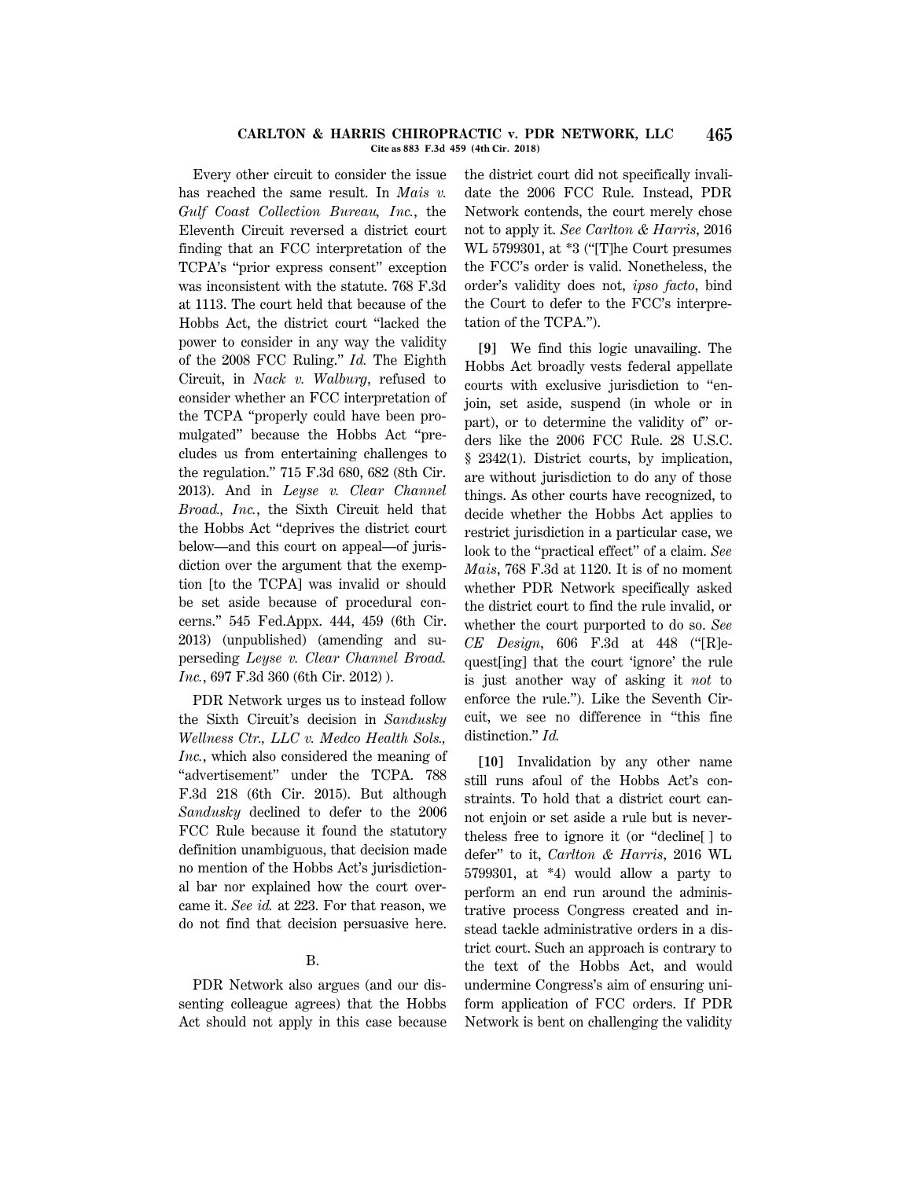Every other circuit to consider the issue has reached the same result. In *Mais v. Gulf Coast Collection Bureau, Inc.*, the Eleventh Circuit reversed a district court finding that an FCC interpretation of the TCPA's "prior express consent" exception was inconsistent with the statute. 768 F.3d at 1113. The court held that because of the Hobbs Act, the district court "lacked the power to consider in any way the validity of the 2008 FCC Ruling." *Id.* The Eighth Circuit, in *Nack v. Walburg*, refused to consider whether an FCC interpretation of the TCPA "properly could have been promulgated" because the Hobbs Act "precludes us from entertaining challenges to the regulation." 715 F.3d 680, 682 (8th Cir. 2013). And in *Leyse v. Clear Channel Broad., Inc.*, the Sixth Circuit held that the Hobbs Act "deprives the district court below—and this court on appeal—of jurisdiction over the argument that the exemption [to the TCPA] was invalid or should be set aside because of procedural concerns." 545 Fed.Appx. 444, 459 (6th Cir. 2013) (unpublished) (amending and superseding *Leyse v. Clear Channel Broad. Inc.*, 697 F.3d 360 (6th Cir. 2012) ).

PDR Network urges us to instead follow the Sixth Circuit's decision in *Sandusky Wellness Ctr., LLC v. Medco Health Sols., Inc.*, which also considered the meaning of "advertisement" under the TCPA. 788 F.3d 218 (6th Cir. 2015). But although *Sandusky* declined to defer to the 2006 FCC Rule because it found the statutory definition unambiguous, that decision made no mention of the Hobbs Act's jurisdictional bar nor explained how the court overcame it. *See id.* at 223. For that reason, we do not find that decision persuasive here.

B.

PDR Network also argues (and our dissenting colleague agrees) that the Hobbs Act should not apply in this case because the district court did not specifically invalidate the 2006 FCC Rule. Instead, PDR Network contends, the court merely chose not to apply it. *See Carlton & Harris*, 2016 WL 5799301, at *3 ("[T]he Court presumes the FCC's order is valid. Nonetheless, the order's validity does not, *ipso facto*, bind the Court to defer to the FCC's interpretation of the TCPA.").

**[9]** We find this logic unavailing. The Hobbs Act broadly vests federal appellate courts with exclusive jurisdiction to "enjoin, set aside, suspend (in whole or in part), or to determine the validity of" orders like the 2006 FCC Rule. 28 U.S.C. § 2342(1). District courts, by implication, are without jurisdiction to do any of those things. As other courts have recognized, to decide whether the Hobbs Act applies to restrict jurisdiction in a particular case, we look to the "practical effect" of a claim. *See Mais*, 768 F.3d at 1120. It is of no moment whether PDR Network specifically asked the district court to find the rule invalid, or whether the court purported to do so. *See CE Design*, 606 F.3d at 448 ("[R]equest[ing] that the court 'ignore' the rule is just another way of asking it *not* to enforce the rule."). Like the Seventh Circuit, we see no difference in "this fine distinction." *Id.*

**[10]** Invalidation by any other name still runs afoul of the Hobbs Act's constraints. To hold that a district court cannot enjoin or set aside a rule but is nevertheless free to ignore it (or "decline[ ] to defer" to it, *Carlton & Harris*, 2016 WL 5799301, at *4) would allow a party to perform an end run around the administrative process Congress created and instead tackle administrative orders in a district court. Such an approach is contrary to the text of the Hobbs Act, and would undermine Congress's aim of ensuring uniform application of FCC orders. If PDR Network is bent on challenging the validity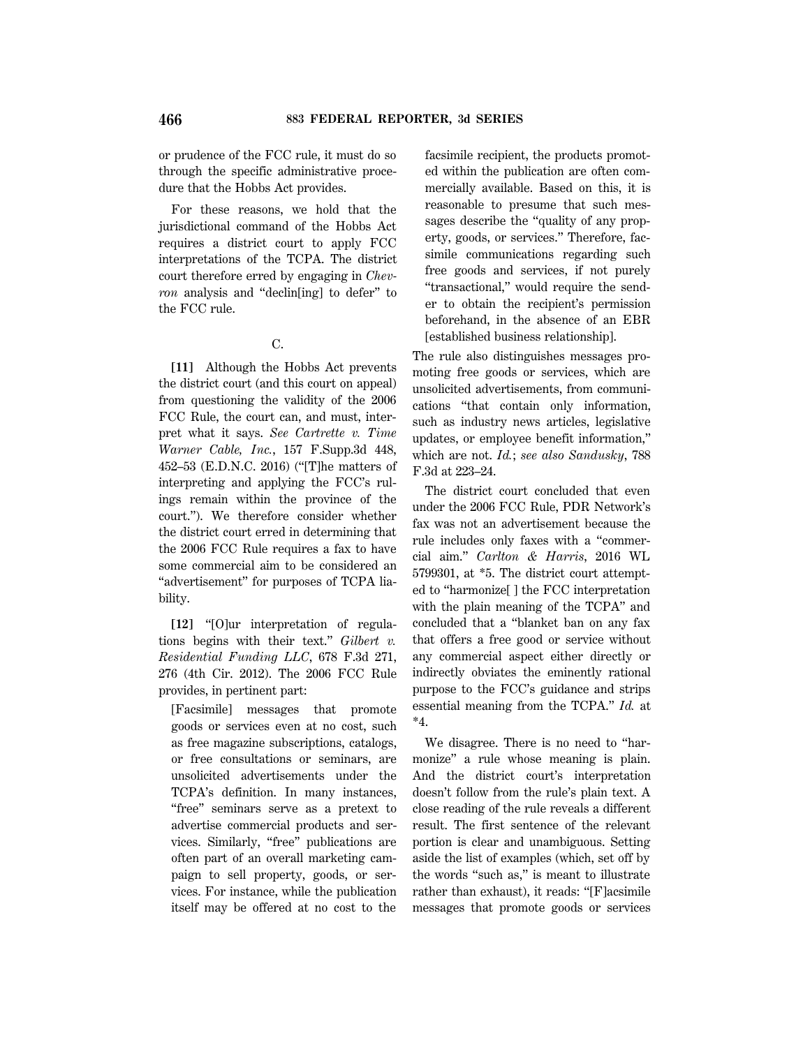or prudence of the FCC rule, it must do so through the specific administrative procedure that the Hobbs Act provides.

For these reasons, we hold that the jurisdictional command of the Hobbs Act requires a district court to apply FCC interpretations of the TCPA. The district court therefore erred by engaging in *Chevron* analysis and "declin[ing] to defer" to the FCC rule.

C.

**[11]** Although the Hobbs Act prevents the district court (and this court on appeal) from questioning the validity of the 2006 FCC Rule, the court can, and must, interpret what it says. *See Cartrette v. Time Warner Cable, Inc.*, 157 F.Supp.3d 448, 452–53 (E.D.N.C. 2016) ("[T]he matters of interpreting and applying the FCC's rulings remain within the province of the court."). We therefore consider whether the district court erred in determining that the 2006 FCC Rule requires a fax to have some commercial aim to be considered an "advertisement" for purposes of TCPA liability.

**[12]** "[O]ur interpretation of regulations begins with their text." *Gilbert v. Residential Funding LLC*, 678 F.3d 271, 276 (4th Cir. 2012). The 2006 FCC Rule provides, in pertinent part:

> [Facsimile] messages that promote goods or services even at no cost, such as free magazine subscriptions, catalogs, or free consultations or seminars, are unsolicited advertisements under the TCPA's definition. In many instances, "free" seminars serve as a pretext to advertise commercial products and services. Similarly, "free" publications are often part of an overall marketing campaign to sell property, goods, or services. For instance, while the publication itself may be offered at no cost to the facsimile recipient, the products promoted within the publication are often commercially available. Based on this, it is reasonable to presume that such messages describe the "quality of any property, goods, or services." Therefore, facsimile communications regarding such free goods and services, if not purely "transactional," would require the sender to obtain the recipient's permission beforehand, in the absence of an EBR [established business relationship].

The rule also distinguishes messages promoting free goods or services, which are unsolicited advertisements, from communications "that contain only information, such as industry news articles, legislative updates, or employee benefit information," which are not. *Id.*; *see also Sandusky*, 788 F.3d at 223–24.

The district court concluded that even under the 2006 FCC Rule, PDR Network's fax was not an advertisement because the rule includes only faxes with a "commercial aim." *Carlton & Harris*, 2016 WL 5799301, at *5. The district court attempted to "harmonize[ ] the FCC interpretation with the plain meaning of the TCPA" and concluded that a "blanket ban on any fax that offers a free good or service without any commercial aspect either directly or indirectly obviates the eminently rational purpose to the FCC's guidance and strips essential meaning from the TCPA." *Id.* at *4.

We disagree. There is no need to "harmonize" a rule whose meaning is plain. And the district court's interpretation doesn't follow from the rule's plain text. A close reading of the rule reveals a different result. The first sentence of the relevant portion is clear and unambiguous. Setting aside the list of examples (which, set off by the words "such as," is meant to illustrate rather than exhaust), it reads: "[F]acsimile messages that promote goods or services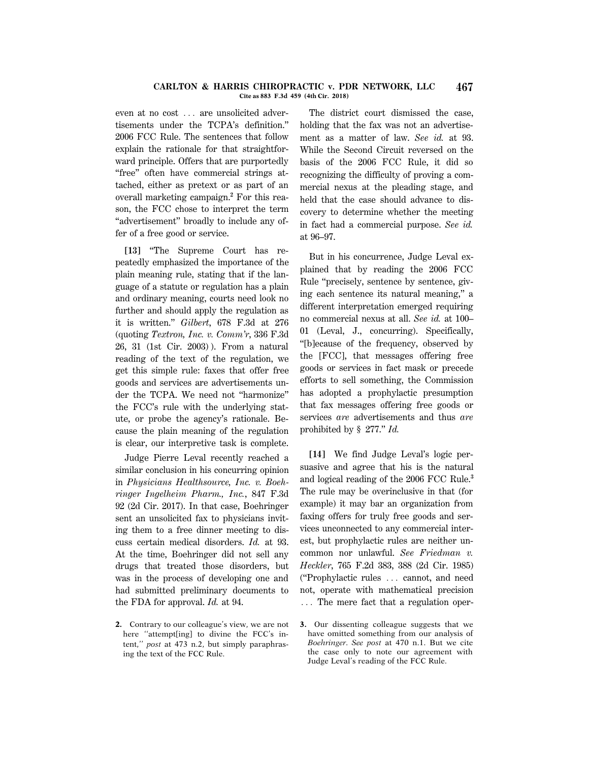even at no cost ... are unsolicited advertisements under the TCPA's definition." 2006 FCC Rule. The sentences that follow explain the rationale for that straightforward principle. Offers that are purportedly "free" often have commercial strings attached, either as pretext or as part of an overall marketing campaign.[2] For this reason, the FCC chose to interpret the term "advertisement" broadly to include any offer of a free good or service.

**[13]** "The Supreme Court has repeatedly emphasized the importance of the plain meaning rule, stating that if the language of a statute or regulation has a plain and ordinary meaning, courts need look no further and should apply the regulation as it is written." *Gilbert*, 678 F.3d at 276 (quoting *Textron, Inc. v. Comm'r*, 336 F.3d 26, 31 (1st Cir. 2003) ). From a natural reading of the text of the regulation, we get this simple rule: faxes that offer free goods and services are advertisements under the TCPA. We need not "harmonize" the FCC's rule with the underlying statute, or probe the agency's rationale. Because the plain meaning of the regulation is clear, our interpretive task is complete.

Judge Pierre Leval recently reached a similar conclusion in his concurring opinion in *Physicians Healthsource, Inc. v. Boehringer Ingelheim Pharm., Inc.*, 847 F.3d 92 (2d Cir. 2017). In that case, Boehringer sent an unsolicited fax to physicians inviting them to a free dinner meeting to discuss certain medical disorders. *Id.* at 93. At the time, Boehringer did not sell any drugs that treated those disorders, but was in the process of developing one and had submitted preliminary documents to the FDA for approval. *Id.* at 94.

The district court dismissed the case, holding that the fax was not an advertisement as a matter of law. *See id.* at 93. While the Second Circuit reversed on the basis of the 2006 FCC Rule, it did so recognizing the difficulty of proving a commercial nexus at the pleading stage, and held that the case should advance to discovery to determine whether the meeting in fact had a commercial purpose. *See id.* at 96–97.

But in his concurrence, Judge Leval explained that by reading the 2006 FCC Rule "precisely, sentence by sentence, giving each sentence its natural meaning," a different interpretation emerged requiring no commercial nexus at all. *See id.* at 100–01 (Leval, J., concurring). Specifically, "[b]ecause of the frequency, observed by the [FCC], that messages offering free goods or services in fact mask or precede efforts to sell something, the Commission has adopted a prophylactic presumption that fax messages offering free goods or services *are* advertisements and thus *are* prohibited by § 277." *Id.*

**[14]** We find Judge Leval's logic persuasive and agree that his is the natural and logical reading of the 2006 FCC Rule.[3] The rule may be overinclusive in that (for example) it may bar an organization from faxing offers for truly free goods and services unconnected to any commercial interest, but prophylactic rules are neither uncommon nor unlawful. *See Friedman v. Heckler*, 765 F.2d 383, 388 (2d Cir. 1985) ("Prophylactic rules ... cannot, and need not, operate with mathematical precision ... The mere fact that a regulation oper-

---

2. Contrary to our colleague's view, we are not here "attempt[ing] to divine the FCC's intent," *post* at 473 n.2, but simply paraphrasing the text of the FCC Rule.

3. Our dissenting colleague suggests that we have omitted something from our analysis of *Boehringer*. *See post* at 470 n.1. But we cite the case only to note our agreement with Judge Leval's reading of the FCC Rule.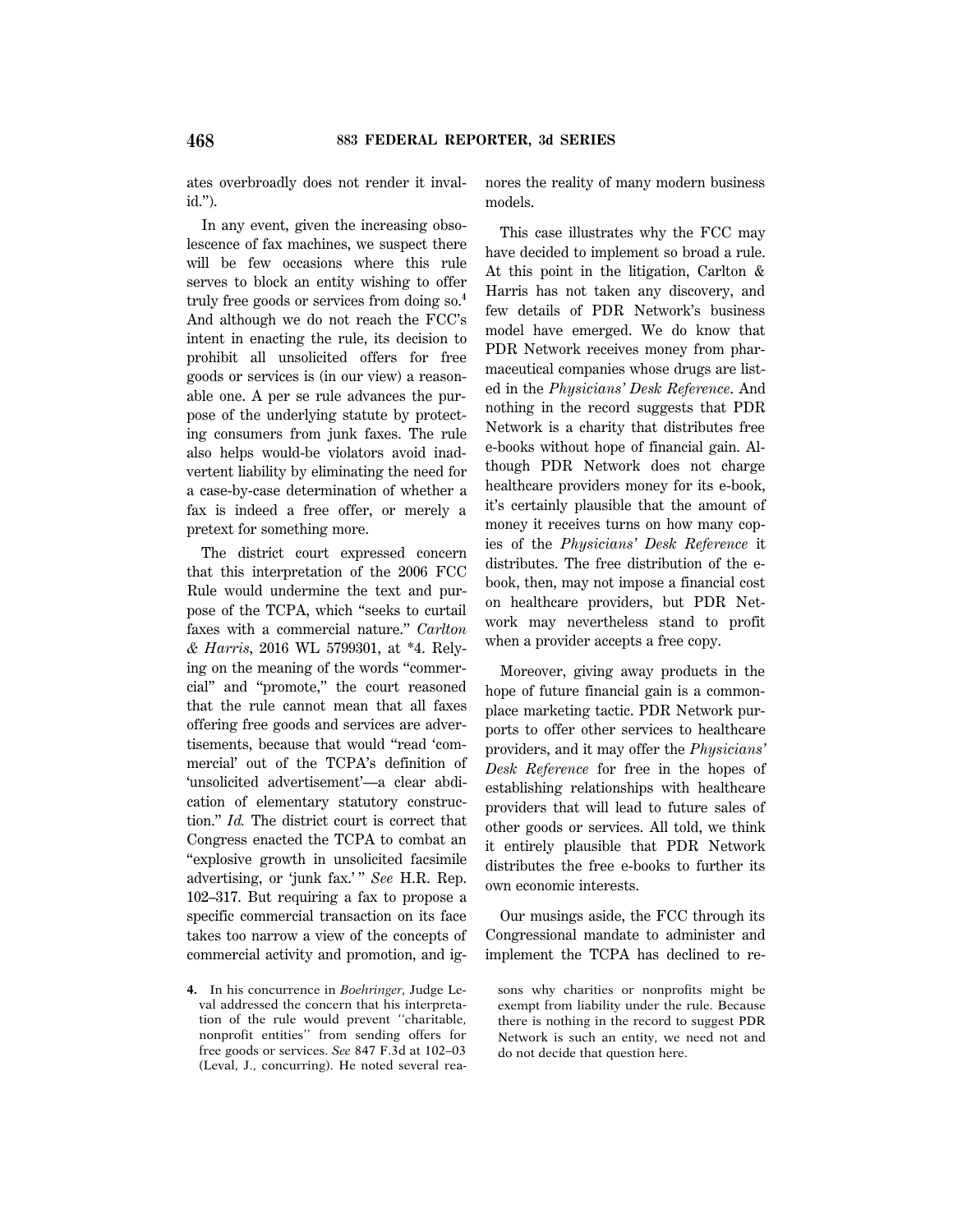ates overbroadly does not render it invalid.").

In any event, given the increasing obsolescence of fax machines, we suspect there will be few occasions where this rule serves to block an entity wishing to offer truly free goods or services from doing so.[4] And although we do not reach the FCC's intent in enacting the rule, its decision to prohibit all unsolicited offers for free goods or services is (in our view) a reasonable one. A per se rule advances the purpose of the underlying statute by protecting consumers from junk faxes. The rule also helps would-be violators avoid inadvertent liability by eliminating the need for a case-by-case determination of whether a fax is indeed a free offer, or merely a pretext for something more.

The district court expressed concern that this interpretation of the 2006 FCC Rule would undermine the text and purpose of the TCPA, which "seeks to curtail faxes with a commercial nature." *Carlton & Harris*, 2016 WL 5799301, at *4. Relying on the meaning of the words "commercial" and "promote," the court reasoned that the rule cannot mean that all faxes offering free goods and services are advertisements, because that would "read 'commercial' out of the TCPA's definition of 'unsolicited advertisement'—a clear abdication of elementary statutory construction." *Id.* The district court is correct that Congress enacted the TCPA to combat an "explosive growth in unsolicited facsimile advertising, or 'junk fax.'" *See* H.R. Rep. 102–317. But requiring a fax to propose a specific commercial transaction on its face takes too narrow a view of the concepts of commercial activity and promotion, and ignores the reality of many modern business models.

This case illustrates why the FCC may have decided to implement so broad a rule. At this point in the litigation, Carlton & Harris has not taken any discovery, and few details of PDR Network's business model have emerged. We do know that PDR Network receives money from pharmaceutical companies whose drugs are listed in the *Physicians' Desk Reference*. And nothing in the record suggests that PDR Network is a charity that distributes free e-books without hope of financial gain. Although PDR Network does not charge healthcare providers money for its e-book, it's certainly plausible that the amount of money it receives turns on how many copies of the *Physicians' Desk Reference* it distributes. The free distribution of the e-book, then, may not impose a financial cost on healthcare providers, but PDR Network may nevertheless stand to profit when a provider accepts a free copy.

Moreover, giving away products in the hope of future financial gain is a commonplace marketing tactic. PDR Network purports to offer other services to healthcare providers, and it may offer the *Physicians' Desk Reference* for free in the hopes of establishing relationships with healthcare providers that will lead to future sales of other goods or services. All told, we think it entirely plausible that PDR Network distributes the free e-books to further its own economic interests.

Our musings aside, the FCC through its Congressional mandate to administer and implement the TCPA has declined to re-

---

4. In his concurrence in *Boehringer*, Judge Leval addressed the concern that his interpretation of the rule would prevent "charitable, nonprofit entities" from sending offers for free goods or services. *See* 847 F.3d at 102–03 (Leval, J., concurring). He noted several reasons why charities or nonprofits might be exempt from liability under the rule. Because there is nothing in the record to suggest PDR Network is such an entity, we need not and do not decide that question here.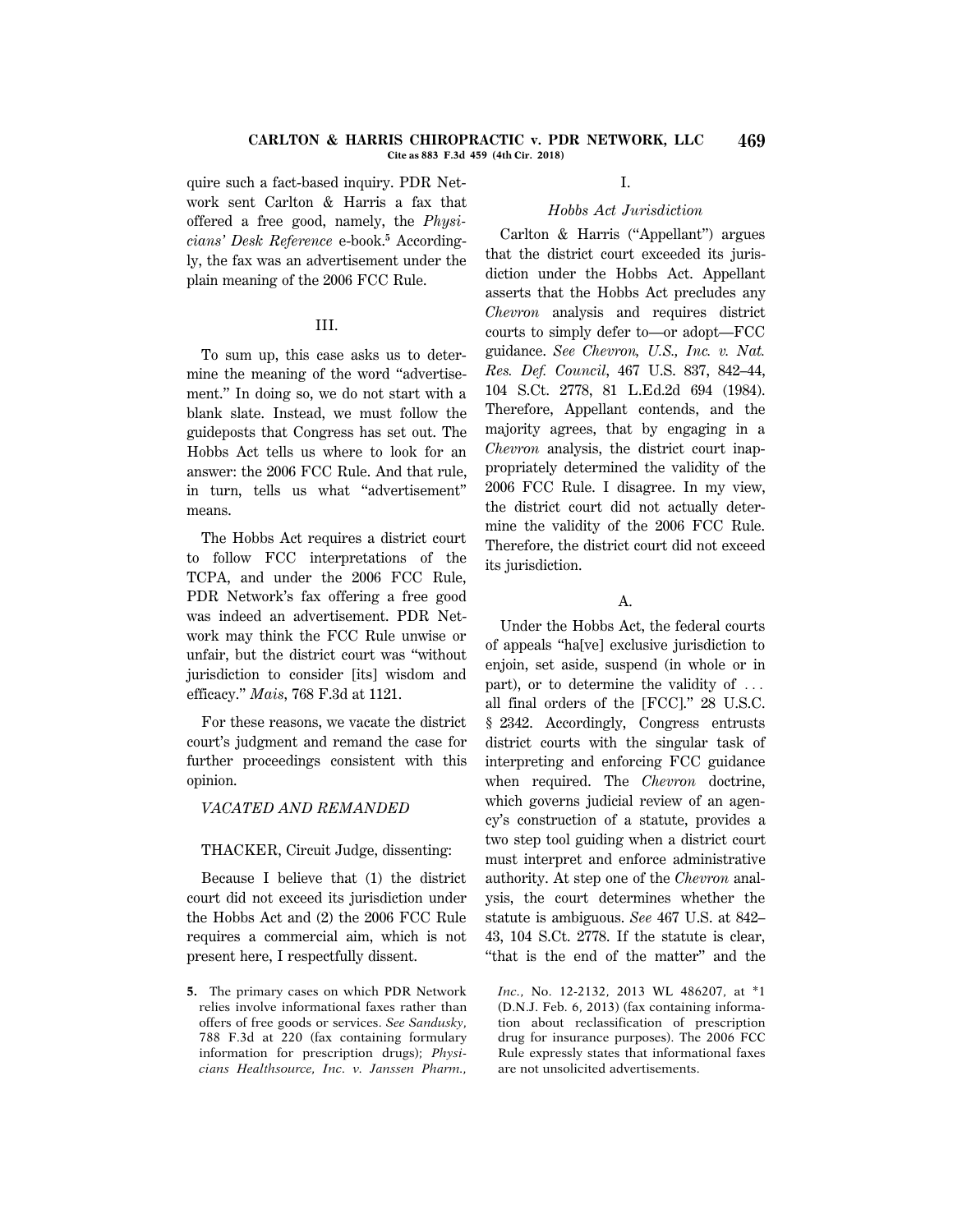quire such a fact-based inquiry. PDR Network sent Carlton & Harris a fax that offered a free good, namely, the *Physicians' Desk Reference* e-book.[5] Accordingly, the fax was an advertisement under the plain meaning of the 2006 FCC Rule.

## III.

To sum up, this case asks us to determine the meaning of the word "advertisement." In doing so, we do not start with a blank slate. Instead, we must follow the guideposts that Congress has set out. The Hobbs Act tells us where to look for an answer: the 2006 FCC Rule. And that rule, in turn, tells us what "advertisement" means.

The Hobbs Act requires a district court to follow FCC interpretations of the TCPA, and under the 2006 FCC Rule, PDR Network's fax offering a free good was indeed an advertisement. PDR Network may think the FCC Rule unwise or unfair, but the district court was "without jurisdiction to consider [its] wisdom and efficacy." *Mais*, 768 F.3d at 1121.

For these reasons, we vacate the district court's judgment and remand the case for further proceedings consistent with this opinion.

*VACATED AND REMANDED*

THACKER, Circuit Judge, dissenting:

Because I believe that (1) the district court did not exceed its jurisdiction under the Hobbs Act and (2) the 2006 FCC Rule requires a commercial aim, which is not present here, I respectfully dissent.

## I.

### *Hobbs Act Jurisdiction*

Carlton & Harris ("Appellant") argues that the district court exceeded its jurisdiction under the Hobbs Act. Appellant asserts that the Hobbs Act precludes any *Chevron* analysis and requires district courts to simply defer to—or adopt—FCC guidance. *See Chevron, U.S., Inc. v. Nat. Res. Def. Council*, 467 U.S. 837, 842–44, 104 S.Ct. 2778, 81 L.Ed.2d 694 (1984). Therefore, Appellant contends, and the majority agrees, that by engaging in a *Chevron* analysis, the district court inappropriately determined the validity of the 2006 FCC Rule. I disagree. In my view, the district court did not actually determine the validity of the 2006 FCC Rule. Therefore, the district court did not exceed its jurisdiction.

### A.

Under the Hobbs Act, the federal courts of appeals "ha[ve] exclusive jurisdiction to enjoin, set aside, suspend (in whole or in part), or to determine the validity of ... all final orders of the [FCC]." 28 U.S.C. § 2342. Accordingly, Congress entrusts district courts with the singular task of interpreting and enforcing FCC guidance when required. The *Chevron* doctrine, which governs judicial review of an agency's construction of a statute, provides a two step tool guiding when a district court must interpret and enforce administrative authority. At step one of the *Chevron* analysis, the court determines whether the statute is ambiguous. *See* 467 U.S. at 842–43, 104 S.Ct. 2778. If the statute is clear, "that is the end of the matter" and the

5. The primary cases on which PDR Network relies involve informational faxes rather than offers of free goods or services. *See Sandusky*, 788 F.3d at 220 (fax containing formulary information for prescription drugs); *Physicians Healthsource, Inc. v. Janssen Pharm., Inc.*, No. 12-2132, 2013 WL 486207, at *1 (D.N.J. Feb. 6, 2013) (fax containing information about reclassification of prescription drug for insurance purposes). The 2006 FCC Rule expressly states that informational faxes are not unsolicited advertisements.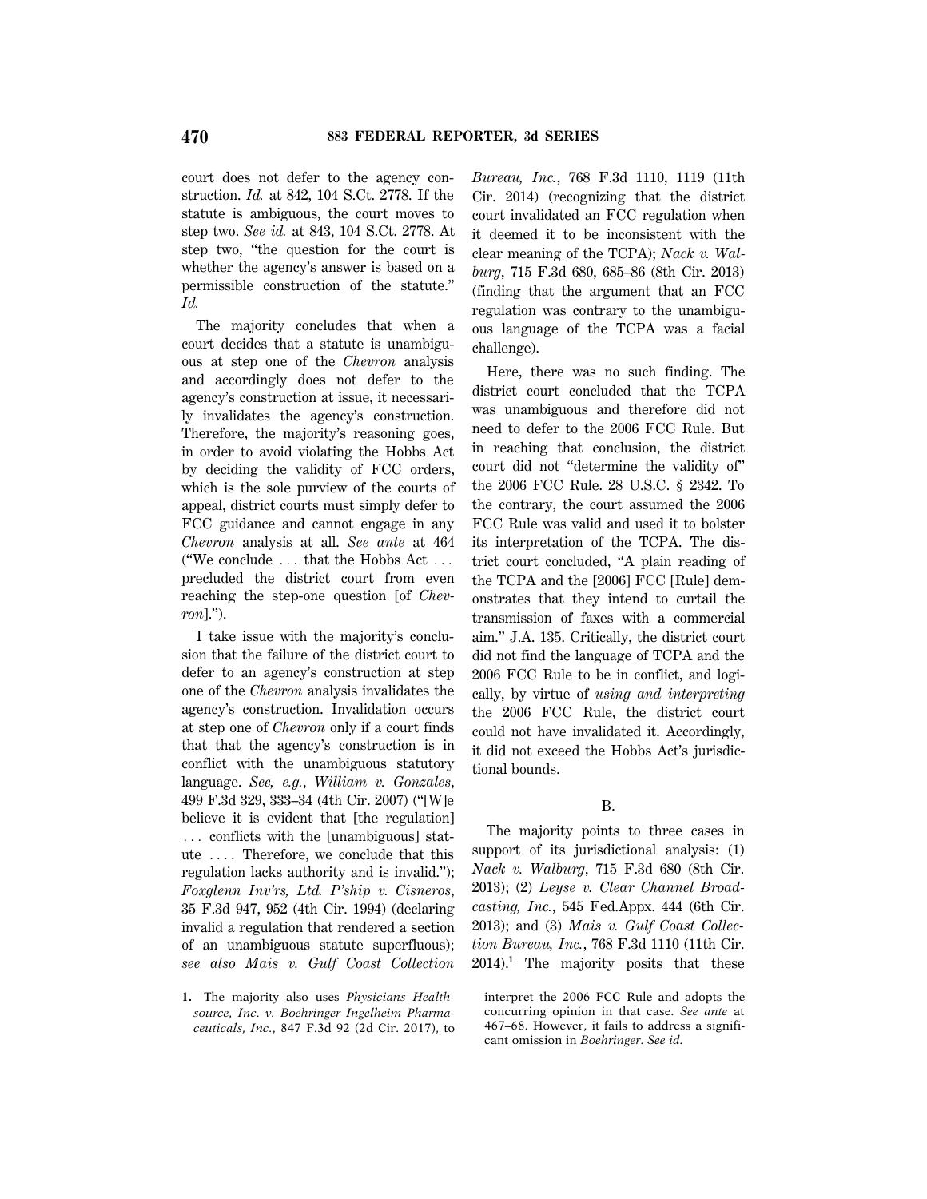court does not defer to the agency construction. *Id.* at 842, 104 S.Ct. 2778. If the statute is ambiguous, the court moves to step two. *See id.* at 843, 104 S.Ct. 2778. At step two, "the question for the court is whether the agency's answer is based on a permissible construction of the statute." *Id.*

The majority concludes that when a court decides that a statute is unambiguous at step one of the *Chevron* analysis and accordingly does not defer to the agency's construction at issue, it necessarily invalidates the agency's construction. Therefore, the majority's reasoning goes, in order to avoid violating the Hobbs Act by deciding the validity of FCC orders, which is the sole purview of the courts of appeal, district courts must simply defer to FCC guidance and cannot engage in any *Chevron* analysis at all. *See ante* at 464 ("We conclude ... that the Hobbs Act ... precluded the district court from even reaching the step-one question [of *Chevron*].").

I take issue with the majority's conclusion that the failure of the district court to defer to an agency's construction at step one of the *Chevron* analysis invalidates the agency's construction. Invalidation occurs at step one of *Chevron* only if a court finds that that the agency's construction is in conflict with the unambiguous statutory language. *See, e.g.*, *William v. Gonzales*, 499 F.3d 329, 333–34 (4th Cir. 2007) ("[W]e believe it is evident that [the regulation] ... conflicts with the [unambiguous] statute .... Therefore, we conclude that this regulation lacks authority and is invalid."); *Foxglenn Inv'rs, Ltd. P'ship v. Cisneros*, 35 F.3d 947, 952 (4th Cir. 1994) (declaring invalid a regulation that rendered a section of an unambiguous statute superfluous); *see also Mais v. Gulf Coast Collection Bureau, Inc.*, 768 F.3d 1110, 1119 (11th Cir. 2014) (recognizing that the district court invalidated an FCC regulation when it deemed it to be inconsistent with the clear meaning of the TCPA); *Nack v. Walburg*, 715 F.3d 680, 685–86 (8th Cir. 2013) (finding that the argument that an FCC regulation was contrary to the unambiguous language of the TCPA was a facial challenge).

Here, there was no such finding. The district court concluded that the TCPA was unambiguous and therefore did not need to defer to the 2006 FCC Rule. But in reaching that conclusion, the district court did not "determine the validity of" the 2006 FCC Rule. 28 U.S.C. § 2342. To the contrary, the court assumed the 2006 FCC Rule was valid and used it to bolster its interpretation of the TCPA. The district court concluded, "A plain reading of the TCPA and the [2006] FCC [Rule] demonstrates that they intend to curtail the transmission of faxes with a commercial aim." J.A. 135. Critically, the district court did not find the language of TCPA and the 2006 FCC Rule to be in conflict, and logically, by virtue of *using and interpreting* the 2006 FCC Rule, the district court could not have invalidated it. Accordingly, it did not exceed the Hobbs Act's jurisdictional bounds.

### B.

The majority points to three cases in support of its jurisdictional analysis: (1) *Nack v. Walburg*, 715 F.3d 680 (8th Cir. 2013); (2) *Leyse v. Clear Channel Broadcasting, Inc.*, 545 Fed.Appx. 444 (6th Cir. 2013); and (3) *Mais v. Gulf Coast Collection Bureau, Inc.*, 768 F.3d 1110 (11th Cir. 2014).[1] The majority posits that these

1. The majority also uses *Physicians Healthsource, Inc. v. Boehringer Ingelheim Pharmaceuticals, Inc.*, 847 F.3d 92 (2d Cir. 2017), to interpret the 2006 FCC Rule and adopts the concurring opinion in that case. *See ante* at 467–68. However, it fails to address a significant omission in *Boehringer*. *See id.*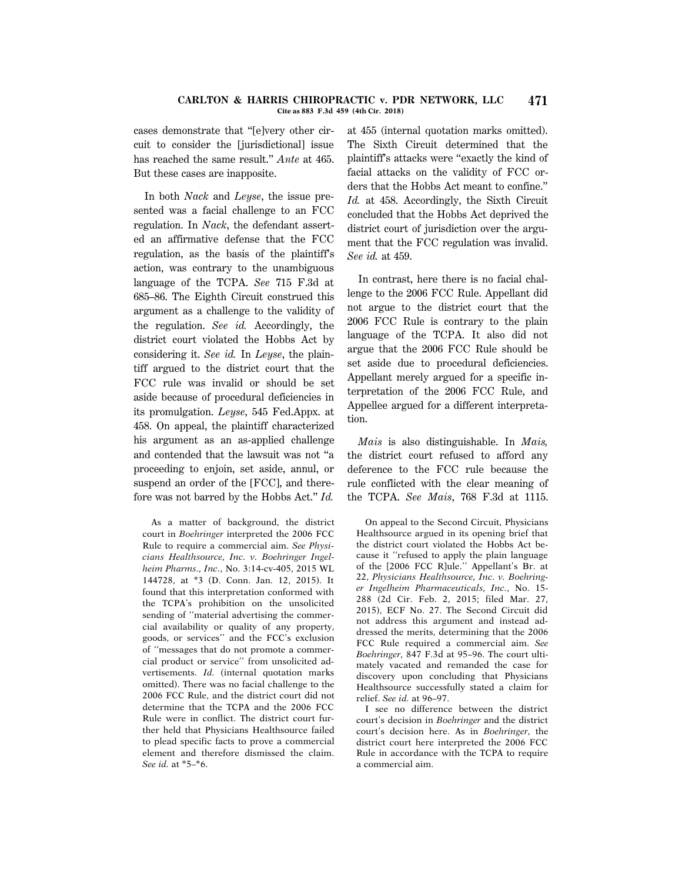cases demonstrate that "[e]very other circuit to consider the [jurisdictional] issue has reached the same result." *Ante* at 465. But these cases are inapposite.

In both *Nack* and *Leyse*, the issue presented was a facial challenge to an FCC regulation. In *Nack*, the defendant asserted an affirmative defense that the FCC regulation, as the basis of the plaintiff's action, was contrary to the unambiguous language of the TCPA. *See* 715 F.3d at 685–86. The Eighth Circuit construed this argument as a challenge to the validity of the regulation. *See id.* Accordingly, the district court violated the Hobbs Act by considering it. *See id.* In *Leyse*, the plaintiff argued to the district court that the FCC rule was invalid or should be set aside because of procedural deficiencies in its promulgation. *Leyse*, 545 Fed.Appx. at 458. On appeal, the plaintiff characterized his argument as an as-applied challenge and contended that the lawsuit was not "a proceeding to enjoin, set aside, annul, or suspend an order of the [FCC], and therefore was not barred by the Hobbs Act." *Id.* at 455 (internal quotation marks omitted). The Sixth Circuit determined that the plaintiff's attacks were "exactly the kind of facial attacks on the validity of FCC orders that the Hobbs Act meant to confine." *Id.* at 458. Accordingly, the Sixth Circuit concluded that the Hobbs Act deprived the district court of jurisdiction over the argument that the FCC regulation was invalid. *See id.* at 459.

In contrast, here there is no facial challenge to the 2006 FCC Rule. Appellant did not argue to the district court that the 2006 FCC Rule is contrary to the plain language of the TCPA. It also did not argue that the 2006 FCC Rule should be set aside due to procedural deficiencies. Appellant merely argued for a specific interpretation of the 2006 FCC Rule, and Appellee argued for a different interpretation.

*Mais* is also distinguishable. In *Mais*, the district court refused to afford any deference to the FCC rule because the rule conflicted with the clear meaning of the TCPA. *See Mais*, 768 F.3d at 1115.

As a matter of background, the district court in *Boehringer* interpreted the 2006 FCC Rule to require a commercial aim. *See Physicians Healthsource, Inc. v. Boehringer Ingelheim Pharms., Inc.*, No. 3:14-cv-405, 2015 WL 144728, at *3 (D. Conn. Jan. 12, 2015). It found that this interpretation conformed with the TCPA's prohibition on the unsolicited sending of "material advertising the commercial availability or quality of any property, goods, or services" and the FCC's exclusion of "messages that do not promote a commercial product or service" from unsolicited advertisements. *Id.* (internal quotation marks omitted). There was no facial challenge to the 2006 FCC Rule, and the district court did not determine that the TCPA and the 2006 FCC Rule were in conflict. The district court further held that Physicians Healthsource failed to plead specific facts to prove a commercial element and therefore dismissed the claim. *See id.* at *5–*6.

On appeal to the Second Circuit, Physicians Healthsource argued in its opening brief that the district court violated the Hobbs Act because it "refused to apply the plain language of the [2006 FCC R]ule." Appellant's Br. at 22, *Physicians Healthsource, Inc. v. Boehringer Ingelheim Pharmaceuticals, Inc.*, No. 15-288 (2d Cir. Feb. 2, 2015; filed Mar. 27, 2015), ECF No. 27. The Second Circuit did not address this argument and instead addressed the merits, determining that the 2006 FCC Rule required a commercial aim. *See Boehringer*, 847 F.3d at 95–96. The court ultimately vacated and remanded the case for discovery upon concluding that Physicians Healthsource successfully stated a claim for relief. *See id.* at 96–97.

I see no difference between the district court's decision in *Boehringer* and the district court's decision here. As in *Boehringer*, the district court here interpreted the 2006 FCC Rule in accordance with the TCPA to require a commercial aim.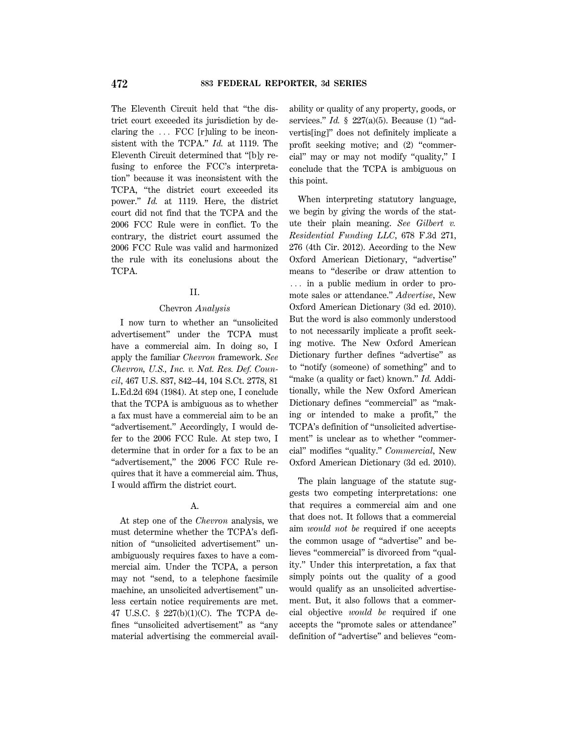The Eleventh Circuit held that "the district court exceeded its jurisdiction by declaring the ... FCC [r]uling to be inconsistent with the TCPA." *Id.* at 1119. The Eleventh Circuit determined that "[b]y refusing to enforce the FCC's interpretation" because it was inconsistent with the TCPA, "the district court exceeded its power." *Id.* at 1119. Here, the district court did not find that the TCPA and the 2006 FCC Rule were in conflict. To the contrary, the district court assumed the 2006 FCC Rule was valid and harmonized the rule with its conclusions about the TCPA.

## II.

### Chevron *Analysis*

I now turn to whether an "unsolicited advertisement" under the TCPA must have a commercial aim. In doing so, I apply the familiar *Chevron* framework. *See Chevron, U.S., Inc. v. Nat. Res. Def. Council*, 467 U.S. 837, 842–44, 104 S.Ct. 2778, 81 L.Ed.2d 694 (1984). At step one, I conclude that the TCPA is ambiguous as to whether a fax must have a commercial aim to be an "advertisement." Accordingly, I would defer to the 2006 FCC Rule. At step two, I determine that in order for a fax to be an "advertisement," the 2006 FCC Rule requires that it have a commercial aim. Thus, I would affirm the district court.

### A.

At step one of the *Chevron* analysis, we must determine whether the TCPA's definition of "unsolicited advertisement" unambiguously requires faxes to have a commercial aim. Under the TCPA, a person may not "send, to a telephone facsimile machine, an unsolicited advertisement" unless certain notice requirements are met. 47 U.S.C. § 227(b)(1)(C). The TCPA defines "unsolicited advertisement" as "any material advertising the commercial availability or quality of any property, goods, or services." *Id.* § 227(a)(5). Because (1) "advertis[ing]" does not definitely implicate a profit seeking motive; and (2) "commercial" may or may not modify "quality," I conclude that the TCPA is ambiguous on this point.

When interpreting statutory language, we begin by giving the words of the statute their plain meaning. *See Gilbert v. Residential Funding LLC*, 678 F.3d 271, 276 (4th Cir. 2012). According to the New Oxford American Dictionary, "advertise" means to "describe or draw attention to ... in a public medium in order to promote sales or attendance." *Advertise*, New Oxford American Dictionary (3d ed. 2010). But the word is also commonly understood to not necessarily implicate a profit seeking motive. The New Oxford American Dictionary further defines "advertise" as to "notify (someone) of something" and to "make (a quality or fact) known." *Id.* Additionally, while the New Oxford American Dictionary defines "commercial" as "making or intended to make a profit," the TCPA's definition of "unsolicited advertisement" is unclear as to whether "commercial" modifies "quality." *Commercial*, New Oxford American Dictionary (3d ed. 2010).

The plain language of the statute suggests two competing interpretations: one that requires a commercial aim and one that does not. It follows that a commercial aim *would not be* required if one accepts the common usage of "advertise" and believes "commercial" is divorced from "quality." Under this interpretation, a fax that simply points out the quality of a good would qualify as an unsolicited advertisement. But, it also follows that a commercial objective *would be* required if one accepts the "promote sales or attendance" definition of "advertise" and believes "com-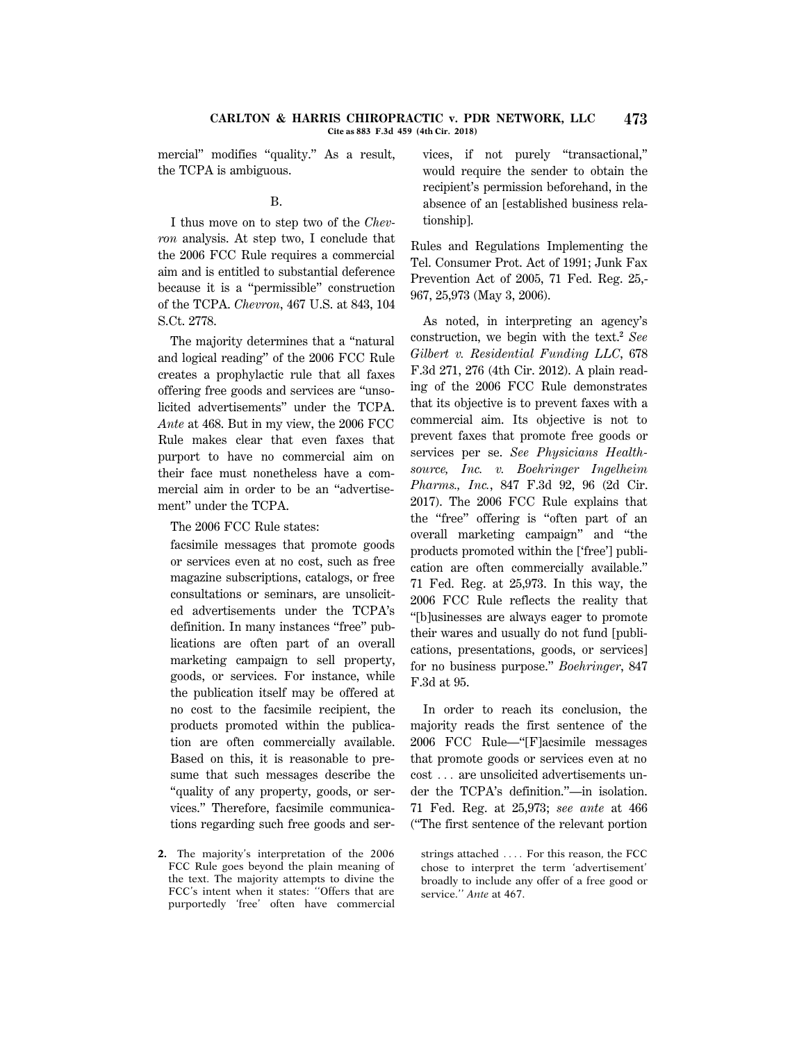mercial" modifies "quality." As a result, the TCPA is ambiguous.

### B.

I thus move on to step two of the *Chevron* analysis. At step two, I conclude that the 2006 FCC Rule requires a commercial aim and is entitled to substantial deference because it is a "permissible" construction of the TCPA. *Chevron*, 467 U.S. at 843, 104 S.Ct. 2778.

The majority determines that a "natural and logical reading" of the 2006 FCC Rule creates a prophylactic rule that all faxes offering free goods and services are "unsolicited advertisements" under the TCPA. *Ante* at 468. But in my view, the 2006 FCC Rule makes clear that even faxes that purport to have no commercial aim on their face must nonetheless have a commercial aim in order to be an "advertisement" under the TCPA.

The 2006 FCC Rule states:

> facsimile messages that promote goods or services even at no cost, such as free magazine subscriptions, catalogs, or free consultations or seminars, are unsolicited advertisements under the TCPA's definition. In many instances "free" publications are often part of an overall marketing campaign to sell property, goods, or services. For instance, while the publication itself may be offered at no cost to the facsimile recipient, the products promoted within the publication are often commercially available. Based on this, it is reasonable to presume that such messages describe the "quality of any property, goods, or services." Therefore, facsimile communications regarding such free goods and services, if not purely "transactional," would require the sender to obtain the recipient's permission beforehand, in the absence of an [established business relationship].

Rules and Regulations Implementing the Tel. Consumer Prot. Act of 1991; Junk Fax Prevention Act of 2005, 71 Fed. Reg. 25,967, 25,973 (May 3, 2006).

As noted, in interpreting an agency's construction, we begin with the text.[2] *See Gilbert v. Residential Funding LLC*, 678 F.3d 271, 276 (4th Cir. 2012). A plain reading of the 2006 FCC Rule demonstrates that its objective is to prevent faxes with a commercial aim. Its objective is not to prevent faxes that promote free goods or services per se. *See Physicians Healthsource, Inc. v. Boehringer Ingelheim Pharms., Inc.*, 847 F.3d 92, 96 (2d Cir. 2017). The 2006 FCC Rule explains that the "free" offering is "often part of an overall marketing campaign" and "the products promoted within the ['free'] publication are often commercially available." 71 Fed. Reg. at 25,973. In this way, the 2006 FCC Rule reflects the reality that "[b]usinesses are always eager to promote their wares and usually do not fund [publications, presentations, goods, or services] for no business purpose." *Boehringer*, 847 F.3d at 95.

In order to reach its conclusion, the majority reads the first sentence of the 2006 FCC Rule—"[F]acsimile messages that promote goods or services even at no cost . . . are unsolicited advertisements under the TCPA's definition."—in isolation. 71 Fed. Reg. at 25,973; *see ante* at 466 ("The first sentence of the relevant portion

---

2. The majority's interpretation of the 2006 FCC Rule goes beyond the plain meaning of the text. The majority attempts to divine the FCC's intent when it states: "Offers that are purportedly 'free' often have commercial strings attached . . . . For this reason, the FCC chose to interpret the term 'advertisement' broadly to include any offer of a free good or service." *Ante* at 467.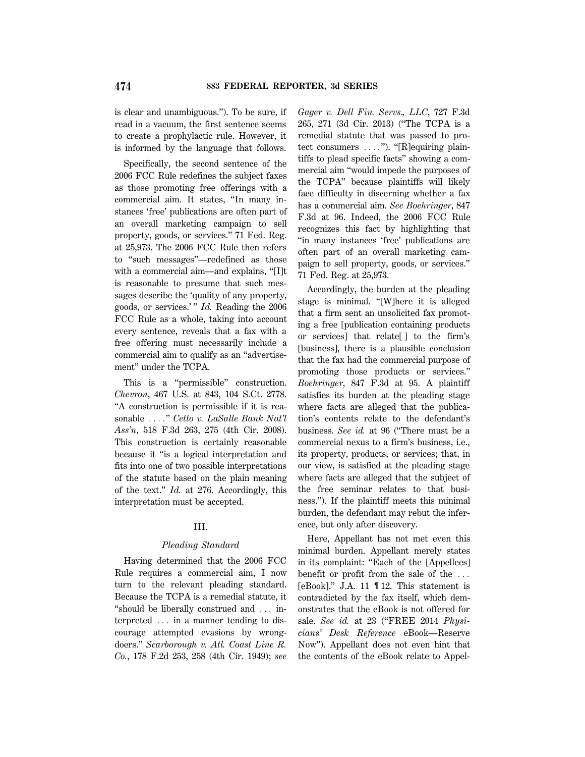is clear and unambiguous."). To be sure, if read in a vacuum, the first sentence seems to create a prophylactic rule. However, it is informed by the language that follows.

Specifically, the second sentence of the 2006 FCC Rule redefines the subject faxes as those promoting free offerings with a commercial aim. It states, "In many instances 'free' publications are often part of an overall marketing campaign to sell property, goods, or services." 71 Fed. Reg. at 25,973. The 2006 FCC Rule then refers to "such messages"—redefined as those with a commercial aim—and explains, "[I]t is reasonable to presume that such messages describe the 'quality of any property, goods, or services.' " *Id.* Reading the 2006 FCC Rule as a whole, taking into account every sentence, reveals that a fax with a free offering must necessarily include a commercial aim to qualify as an "advertisement" under the TCPA.

This is a "permissible" construction. *Chevron*, 467 U.S. at 843, 104 S.Ct. 2778. "A construction is permissible if it is reasonable ...." *Cetto v. LaSalle Bank Nat'l Ass'n*, 518 F.3d 263, 275 (4th Cir. 2008). This construction is certainly reasonable because it "is a logical interpretation and fits into one of two possible interpretations of the statute based on the plain meaning of the text." *Id.* at 276. Accordingly, this interpretation must be accepted.

## III.

### *Pleading Standard*

Having determined that the 2006 FCC Rule requires a commercial aim, I now turn to the relevant pleading standard. Because the TCPA is a remedial statute, it "should be liberally construed and ... interpreted ... in a manner tending to discourage attempted evasions by wrongdoers." *Scarborough v. Atl. Coast Line R. Co.*, 178 F.2d 253, 258 (4th Cir. 1949); *see Gager v. Dell Fin. Servs., LLC*, 727 F.3d 265, 271 (3d Cir. 2013) ("The TCPA is a remedial statute that was passed to protect consumers ...."). "[R]equiring plaintiffs to plead specific facts" showing a commercial aim "would impede the purposes of the TCPA" because plaintiffs will likely face difficulty in discerning whether a fax has a commercial aim. *See Boehringer*, 847 F.3d at 96. Indeed, the 2006 FCC Rule recognizes this fact by highlighting that "in many instances 'free' publications are often part of an overall marketing campaign to sell property, goods, or services." 71 Fed. Reg. at 25,973.

Accordingly, the burden at the pleading stage is minimal. "[W]here it is alleged that a firm sent an unsolicited fax promoting a free [publication containing products or services] that relate[ ] to the firm's [business], there is a plausible conclusion that the fax had the commercial purpose of promoting those products or services." *Boehringer*, 847 F.3d at 95. A plaintiff satisfies its burden at the pleading stage where facts are alleged that the publication's contents relate to the defendant's business. *See id.* at 96 ("There must be a commercial nexus to a firm's business, i.e., its property, products, or services; that, in our view, is satisfied at the pleading stage where facts are alleged that the subject of the free seminar relates to that business."). If the plaintiff meets this minimal burden, the defendant may rebut the inference, but only after discovery.

Here, Appellant has not met even this minimal burden. Appellant merely states in its complaint: "Each of the [Appellees] benefit or profit from the sale of the ... [eBook]." J.A. 11 ¶ 12. This statement is contradicted by the fax itself, which demonstrates that the eBook is not offered for sale. *See id.* at 23 ("FREE 2014 *Physicians' Desk Reference* eBook—Reserve Now"). Appellant does not even hint that the contents of the eBook relate to Appel-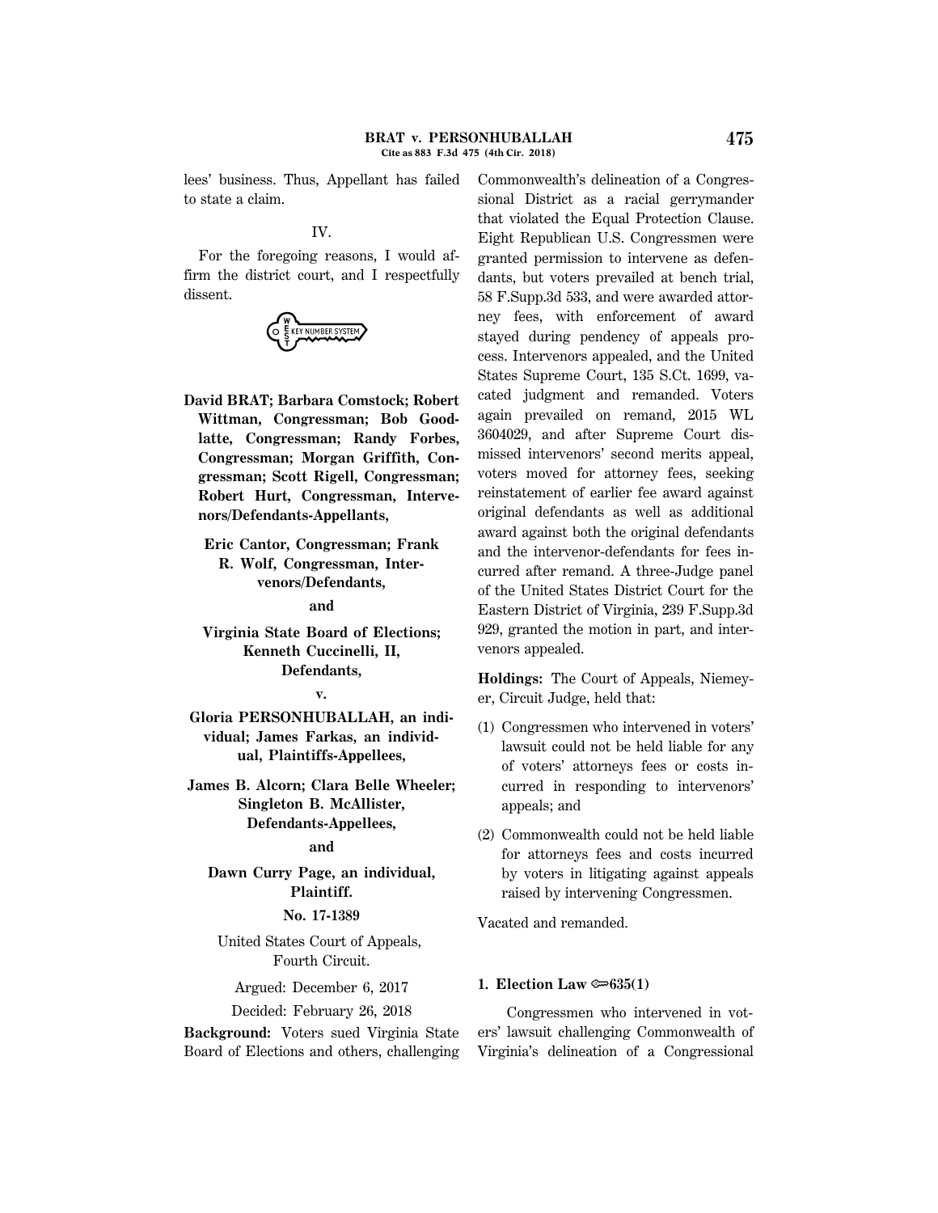lees' business. Thus, Appellant has failed to state a claim.

IV.

For the foregoing reasons, I would affirm the district court, and I respectfully dissent.

**David BRAT; Barbara Comstock; Robert Wittman, Congressman; Bob Goodlatte, Congressman; Randy Forbes, Congressman; Morgan Griffith, Congressman; Scott Rigell, Congressman; Robert Hurt, Congressman, Intervenors/Defendants-Appellants,**

**Eric Cantor, Congressman; Frank R. Wolf, Congressman, Intervenors/Defendants,**

**and**

**Virginia State Board of Elections; Kenneth Cuccinelli, II, Defendants,**

**v.**

**Gloria PERSONHUBALLAH, an individual; James Farkas, an individual, Plaintiffs-Appellees,**

**James B. Alcorn; Clara Belle Wheeler; Singleton B. McAllister, Defendants-Appellees,**

**and**

**Dawn Curry Page, an individual, Plaintiff.**

**No. 17-1389**

United States Court of Appeals, Fourth Circuit.

Argued: December 6, 2017

Decided: February 26, 2018

**Background:** Voters sued Virginia State Board of Elections and others, challenging Commonwealth's delineation of a Congressional District as a racial gerrymander that violated the Equal Protection Clause. Eight Republican U.S. Congressmen were granted permission to intervene as defendants, but voters prevailed at bench trial, 58 F.Supp.3d 533, and were awarded attorney fees, with enforcement of award stayed during pendency of appeals process. Intervenors appealed, and the United States Supreme Court, 135 S.Ct. 1699, vacated judgment and remanded. Voters again prevailed on remand, 2015 WL 3604029, and after Supreme Court dismissed intervenors' second merits appeal, voters moved for attorney fees, seeking reinstatement of earlier fee award against original defendants as well as additional award against both the original defendants and the intervenor-defendants for fees incurred after remand. A three-Judge panel of the United States District Court for the Eastern District of Virginia, 239 F.Supp.3d 929, granted the motion in part, and intervenors appealed.

**Holdings:** The Court of Appeals, Niemeyer, Circuit Judge, held that:

(1) Congressmen who intervened in voters' lawsuit could not be held liable for any of voters' attorneys fees or costs incurred in responding to intervenors' appeals; and

(2) Commonwealth could not be held liable for attorneys fees and costs incurred by voters in litigating against appeals raised by intervening Congressmen.

Vacated and remanded.

**1. Election Law ⚷635(1)**

Congressmen who intervened in voters' lawsuit challenging Commonwealth of Virginia's delineation of a Congressional